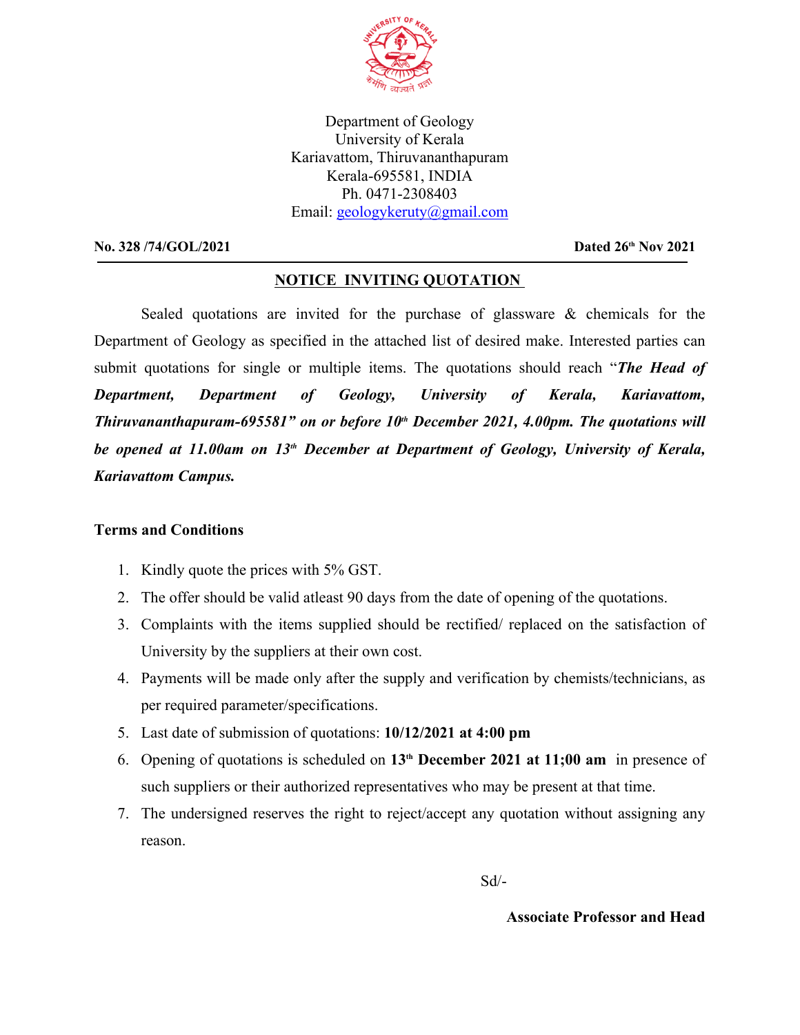Department of Geology
University of Kerala
Kariavattom, Thiruvananthapuram
Kerala-695581, INDIA
Ph. 0471-2308403
Email: geologykeruty@gmail.com

**No. 328 /74/GOL/2021** **Dated 26th Nov 2021**

## NOTICE INVITING QUOTATION

Sealed quotations are invited for the purchase of glassware & chemicals for the Department of Geology as specified in the attached list of desired make. Interested parties can submit quotations for single or multiple items. The quotations should reach "***The Head of Department, Department of Geology, University of Kerala, Kariavattom, Thiruvananthapuram-695581" on or before 10th December 2021, 4.00pm. The quotations will be opened at 11.00am on 13th December at Department of Geology, University of Kerala, Kariavattom Campus.***

**Terms and Conditions**

1. Kindly quote the prices with 5% GST.
2. The offer should be valid atleast 90 days from the date of opening of the quotations.
3. Complaints with the items supplied should be rectified/ replaced on the satisfaction of University by the suppliers at their own cost.
4. Payments will be made only after the supply and verification by chemists/technicians, as per required parameter/specifications.
5. Last date of submission of quotations: **10/12/2021 at 4:00 pm**
6. Opening of quotations is scheduled on **13th December 2021 at 11;00 am** in presence of such suppliers or their authorized representatives who may be present at that time.
7. The undersigned reserves the right to reject/accept any quotation without assigning any reason.

Sd/-

**Associate Professor and Head**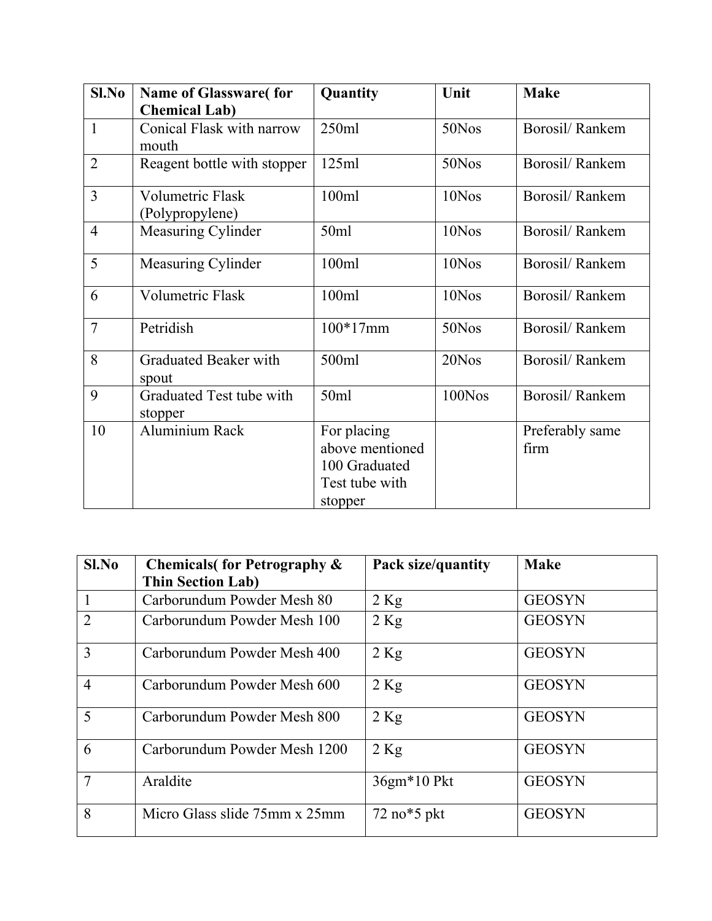| Sl.No | Name of Glassware( for Chemical Lab) | Quantity | Unit | Make |
|---|---|---|---|---|
| 1 | Conical Flask with narrow mouth | 250ml | 50Nos | Borosil/ Rankem |
| 2 | Reagent bottle with stopper | 125ml | 50Nos | Borosil/ Rankem |
| 3 | Volumetric Flask (Polypropylene) | 100ml | 10Nos | Borosil/ Rankem |
| 4 | Measuring Cylinder | 50ml | 10Nos | Borosil/ Rankem |
| 5 | Measuring Cylinder | 100ml | 10Nos | Borosil/ Rankem |
| 6 | Volumetric Flask | 100ml | 10Nos | Borosil/ Rankem |
| 7 | Petridish | 100*17mm | 50Nos | Borosil/ Rankem |
| 8 | Graduated Beaker with spout | 500ml | 20Nos | Borosil/ Rankem |
| 9 | Graduated Test tube with stopper | 50ml | 100Nos | Borosil/ Rankem |
| 10 | Aluminium Rack | For placing above mentioned 100 Graduated Test tube with stopper | | Preferably same firm |

| Sl.No | Chemicals( for Petrography & Thin Section Lab) | Pack size/quantity | Make |
|---|---|---|---|
| 1 | Carborundum Powder Mesh 80 | 2 Kg | GEOSYN |
| 2 | Carborundum Powder Mesh 100 | 2 Kg | GEOSYN |
| 3 | Carborundum Powder Mesh 400 | 2 Kg | GEOSYN |
| 4 | Carborundum Powder Mesh 600 | 2 Kg | GEOSYN |
| 5 | Carborundum Powder Mesh 800 | 2 Kg | GEOSYN |
| 6 | Carborundum Powder Mesh 1200 | 2 Kg | GEOSYN |
| 7 | Araldite | 36gm*10 Pkt | GEOSYN |
| 8 | Micro Glass slide 75mm x 25mm | 72 no*5 pkt | GEOSYN |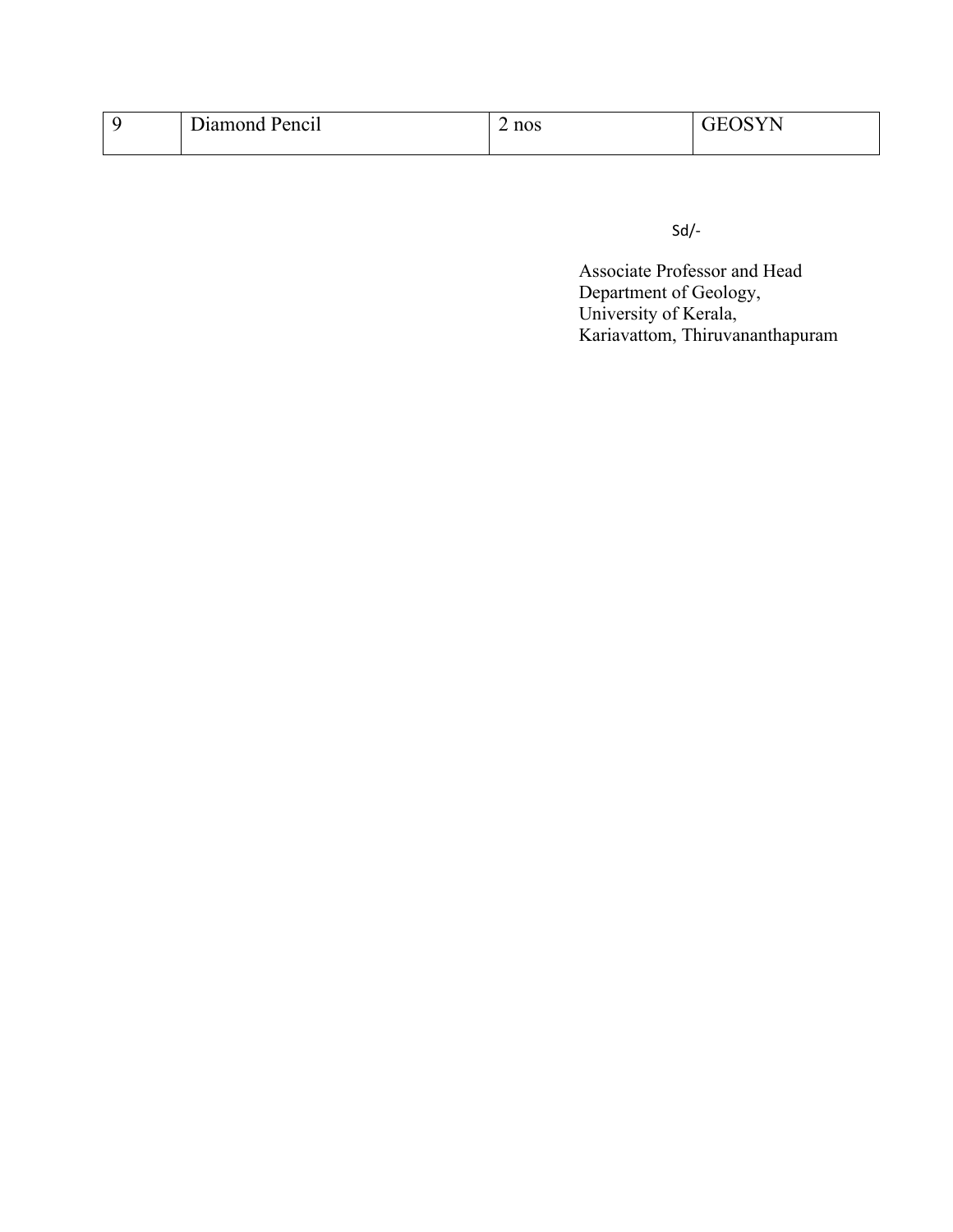| | | | |
|---|---|---|---|
| 9 | Diamond Pencil | 2 nos | GEOSYN |

Sd/-

Associate Professor and Head
Department of Geology,
University of Kerala,
Kariavattom, Thiruvananthapuram